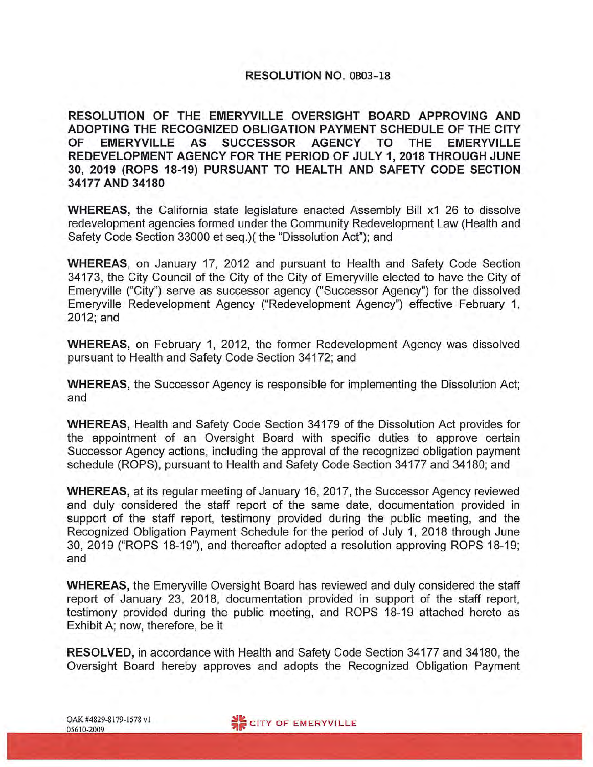**RESOLUTION NO. OB03-18**

**RESOLUTION OF THE EMERYVILLE OVERSIGHT BOARD APPROVING AND ADOPTING THE RECOGNIZED OBLIGATION PAYMENT SCHEDULE OF THE CITY OF EMERYVILLE AS SUCCESSOR AGENCY TO THE EMERYVILLE REDEVELOPMENT AGENCY FOR THE PERIOD OF JULY 1, 2018 THROUGH JUNE 30, 2019 (ROPS 18-19) PURSUANT TO HEALTH AND SAFETY CODE SECTION 34177 AND 34180**

**WHEREAS,** the California state legislature enacted Assembly Bill x1 26 to dissolve redevelopment agencies formed under the Community Redevelopment Law (Health and Safety Code Section 33000 et seq.)( the "Dissolution Act"); and

**WHEREAS**, on January 17, 2012 and pursuant to Health and Safety Code Section 34173, the City Council of the City of the City of Emeryville elected to have the City of Emeryville ("City") serve as successor agency ("Successor Agency") for the dissolved Emeryville Redevelopment Agency ("Redevelopment Agency") effective February 1, 2012; and

**WHEREAS,** on February 1, 2012, the former Redevelopment Agency was dissolved pursuant to Health and Safety Code Section 34172; and

**WHEREAS,** the Successor Agency is responsible for implementing the Dissolution Act; and

**WHEREAS,** Health and Safety Code Section 34179 of the Dissolution Act provides for the appointment of an Oversight Board with specific duties to approve certain Successor Agency actions, including the approval of the recognized obligation payment schedule (ROPS), pursuant to Health and Safety Code Section 34177 and 34180; and

**WHEREAS,** at its regular meeting of January 16, 2017, the Successor Agency reviewed and duly considered the staff report of the same date, documentation provided in support of the staff report, testimony provided during the public meeting, and the Recognized Obligation Payment Schedule for the period of July 1, 2018 through June 30, 2019 ("ROPS 18-19"), and thereafter adopted a resolution approving ROPS 18-19; and

**WHEREAS,** the Emeryville Oversight Board has reviewed and duly considered the staff report of January 23, 2018, documentation provided in support of the staff report, testimony provided during the public meeting, and ROPS 18-19 attached hereto as Exhibit A; now, therefore, be it

**RESOLVED,** in accordance with Health and Safety Code Section 34177 and 34180, the Oversight Board hereby approves and adopts the Recognized Obligation Payment

OAK #4829-8179-1578 v1
05610-2009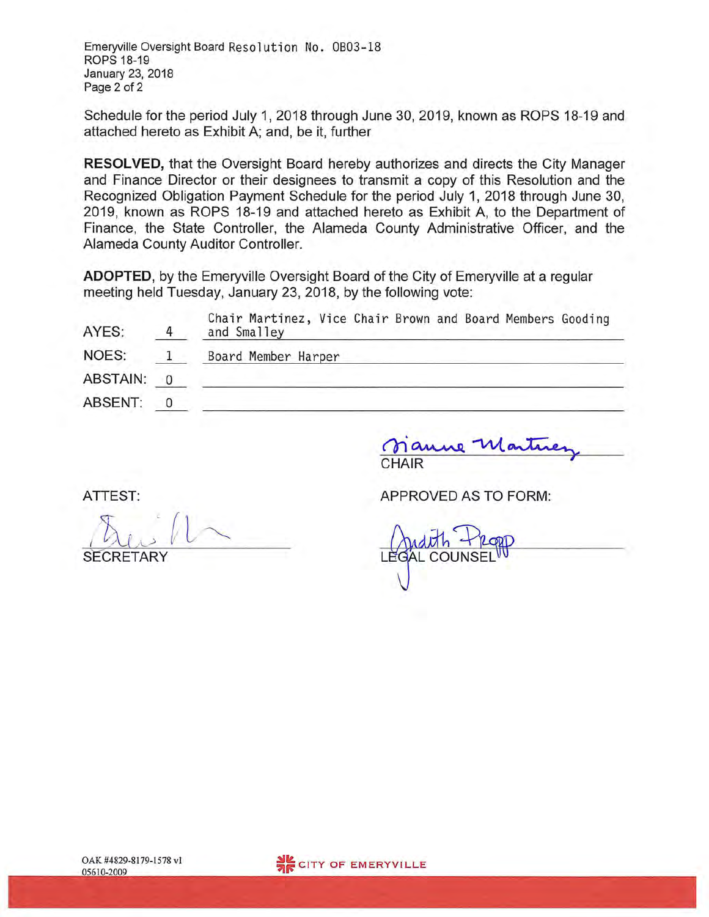Schedule for the period July 1, 2018 through June 30, 2019, known as ROPS 18-19 and attached hereto as Exhibit A; and, be it, further

**RESOLVED,** that the Oversight Board hereby authorizes and directs the City Manager and Finance Director or their designees to transmit a copy of this Resolution and the Recognized Obligation Payment Schedule for the period July 1, 2018 through June 30, 2019, known as ROPS 18-19 and attached hereto as Exhibit A, to the Department of Finance, the State Controller, the Alameda County Administrative Officer, and the Alameda County Auditor Controller.

**ADOPTED**, by the Emeryville Oversight Board of the City of Emeryville at a regular meeting held Tuesday, January 23, 2018, by the following vote:

| | | |
|---|---|---|
| AYES: | 4 | Chair Martinez, Vice Chair Brown and Board Members Gooding and Smalley |
| NOES: | 1 | Board Member Harper |
| ABSTAIN: | 0 | |
| ABSENT: | 0 | |

Dianne Martinez
CHAIR

ATTEST:

SECRETARY

APPROVED AS TO FORM:

Judith Propp
LEGAL COUNSEL

OAK #4829-8179-1578 v1
05610-2009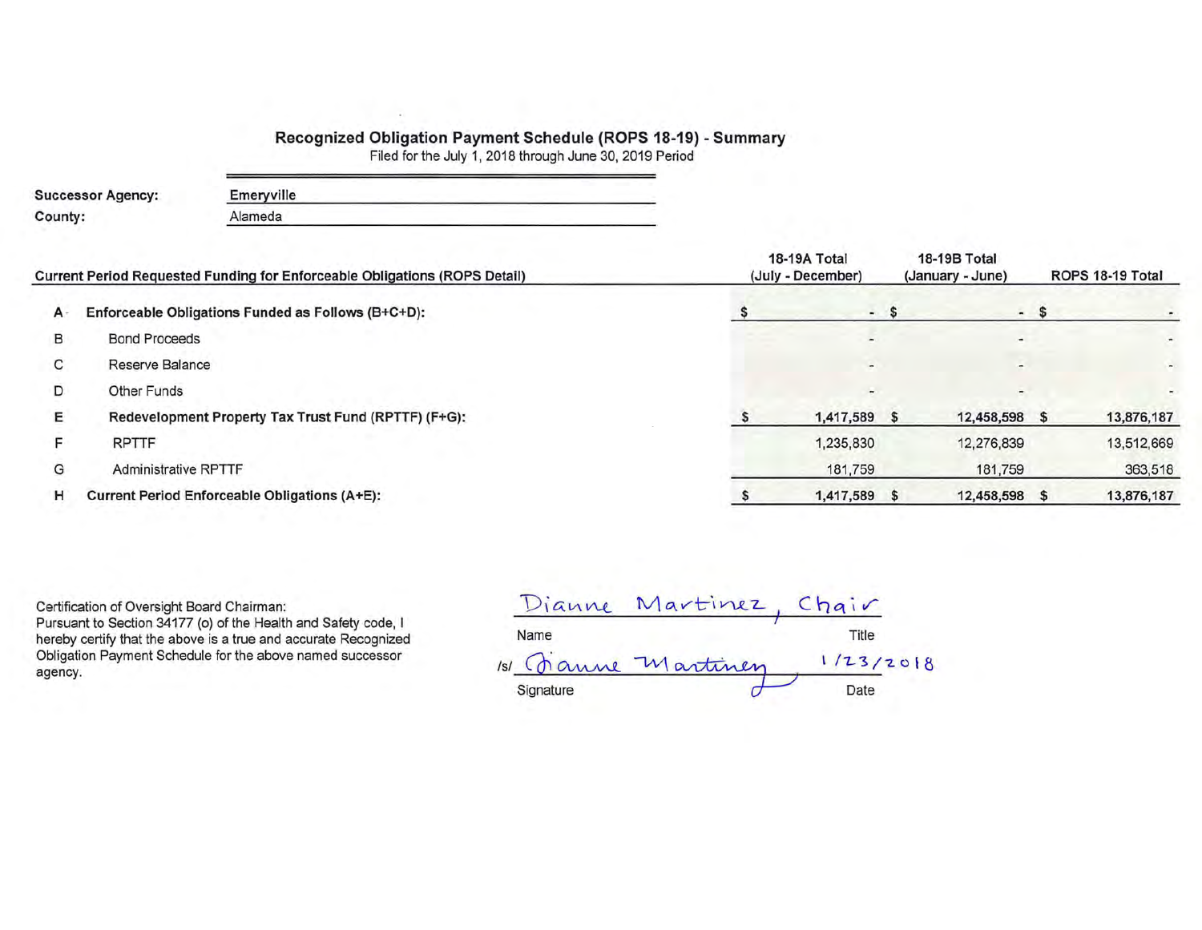## Recognized Obligation Payment Schedule (ROPS 18-19) - Summary

Filed for the July 1, 2018 through June 30, 2019 Period

**Successor Agency:** Emeryville

**County:** Alameda

| | Current Period Requested Funding for Enforceable Obligations (ROPS Detail) | 18-19A Total (July - December) | 18-19B Total (January - June) | ROPS 18-19 Total |
|---|---|---|---|---|
| A | **Enforceable Obligations Funded as Follows (B+C+D):** | $ - | $ - | $ - |
| B | Bond Proceeds | - | - | - |
| C | Reserve Balance | - | - | - |
| D | Other Funds | - | - | - |
| E | **Redevelopment Property Tax Trust Fund (RPTTF) (F+G):** | $ 1,417,589 | $ 12,458,598 | $ 13,876,187 |
| F | RPTTF | 1,235,830 | 12,276,839 | 13,512,669 |
| G | Administrative RPTTF | 181,759 | 181,759 | 363,518 |
| H | **Current Period Enforceable Obligations (A+E):** | $ 1,417,589 | $ 12,458,598 | $ 13,876,187 |

Certification of Oversight Board Chairman:
Pursuant to Section 34177 (o) of the Health and Safety code, I hereby certify that the above is a true and accurate Recognized Obligation Payment Schedule for the above named successor agency.

| Name | Title |
|---|---|
| Dianne Martinez | Chair |

| Signature | Date |
|---|---|
| /s/ Dianne Martinez | 1/23/2018 |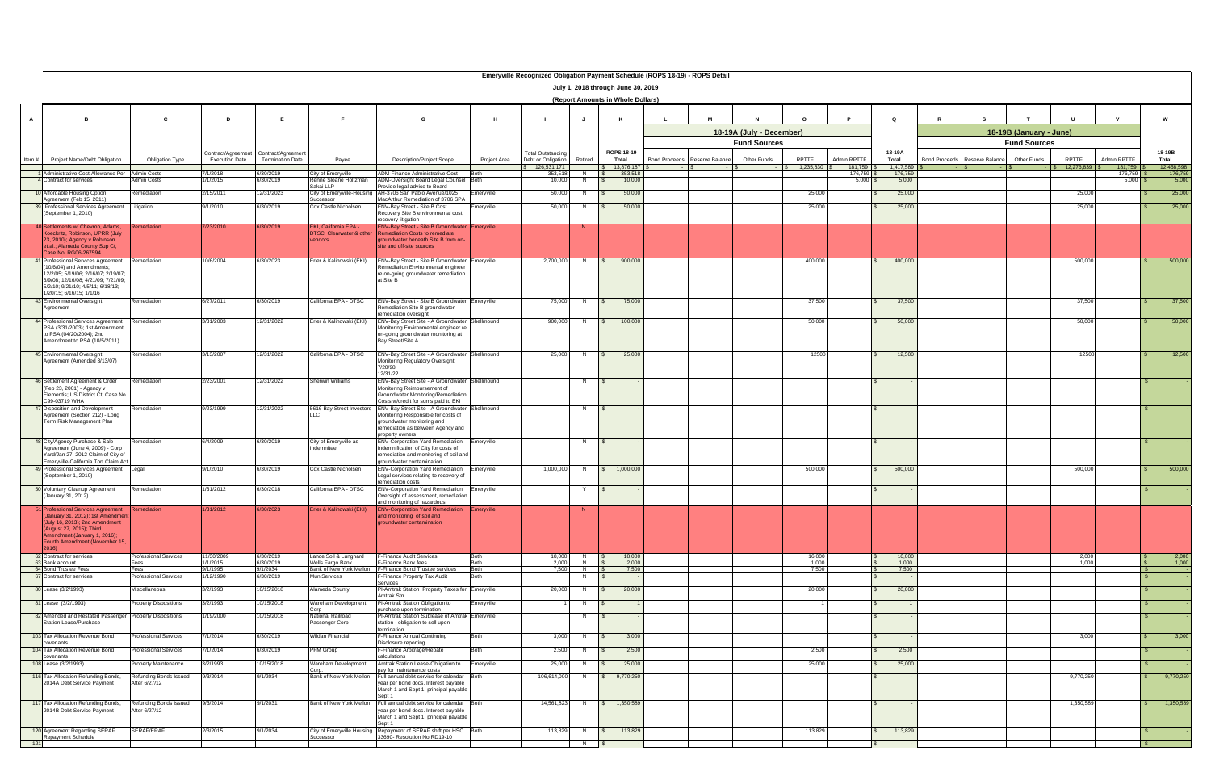**Emeryville Recognized Obligation Payment Schedule (ROPS 18-19) - ROPS Detail**

**July 1, 2018 through June 30, 2019**

**(Report Amounts in Whole Dollars)**

| A | B | C | D | E | F | G | H | I | J | K | L | M | N | O | P | Q | R | S | T | U | V | W |
|---|---|---|---|---|---|---|---|---|---|---|---|---|---|---|---|---|---|---|---|---|---|---|
| | | | | | | | | | | | 18-19A (July - December) | | | | | | 18-19B (January - June) | | | | | |
| | | | | | | | | | | | Fund Sources | | | | | | Fund Sources | | | | | |
| Item # | Project Name/Debt Obligation | Obligation Type | Contract/Agreement Execution Date | Contract/Agreement Termination Date | Payee | Description/Project Scope | Project Area | Total Outstanding Debt or Obligation | Retired | ROPS 18-19 Total | Bond Proceeds | Reserve Balance | Other Funds | RPTTF | Admin RPTTF | 18-19A Total | Bond Proceeds | Reserve Balance | Other Funds | RPTTF | Admin RPTTF | 18-19B Total |
| | | | | | | | | $ 126,531,171 | | $ 13,876,187 | $ - | $ - | $ - | $ 1,235,830 | $ 181,759 | $ 1,417,589 | $ - | $ - | $ - | $ 12,276,839 | $ 181,759 | $ 12,458,598 |
| 1 | Administrative Cost Allowance Per | Admin Costs | 7/1/2018 | 6/30/2019 | City of Emeryville | ADM-Finance Administrative Cost | Both | 353,518 | N | $ 353,518 | | | | | 176,759 | $ 176,759 | | | | | 176,759 | $ 176,759 |
| 4 | Contract for services | Admin Costs | 1/1/2015 | 6/30/2019 | Renne Sloane Holtzman Sakai LLP | ADM-Oversight Board Legal Counsel Provide legal advice to Board | Both | 10,000 | N | $ 10,000 | | | | | 5,000 | $ 5,000 | | | | | 5,000 | $ 5,000 |
| 10 | Affordable Housing Option Agreement (Feb 15, 2011) | Remediation | 2/15/2011 | 12/31/2023 | City of Emeryville-Housing Successor | AH-3706 San Pablo Avenue/1025 MacArthur Remediation of 3706 SPA | Emeryville | 50,000 | N | $ 50,000 | | | | 25,000 | | $ 25,000 | | | | 25,000 | | $ 25,000 |
| 39 | Professional Services Agreement (September 1, 2010) | Litigation | 9/1/2010 | 6/30/2019 | Cox Castle Nicholsen | ENV-Bay Street - Site B Cost Recovery Site B environmental cost recovery litigation | Emeryville | 50,000 | N | $ 50,000 | | | | 25,000 | | $ 25,000 | | | | 25,000 | | $ 25,000 |
| 40 | Settlements w/ Chevron, Adams, Koeckritz, Robinson, UPRR (July 23, 2010); Agency v Robinson et.al.; Alameda County Sup Ct, Case No. RG06-267594 | Remediation | 7/23/2010 | 6/30/2019 | EKI, California EPA - DTSC, Clearwater & other vendors | ENV-Bay Street - Site B Groundwater Remediation Costs to remediate groundwater beneath Site B from on-site and off-site sources | Emeryville | | N | | | | | | | | | | | | | |
| 41 | Professional Services Agreement (10/6/04) and Amendments; 12/2/05; 5/19/06; 2/16/07; 2/19/07; 6/9/08; 12/16/08; 4/21/09; 7/21/09; 5/2/10; 9/21/10; 4/5/11; 6/18/13; 1/20/15; 6/16/15; 1/1/16 | Remediation | 10/6/2004 | 6/30/2023 | Erler & Kalinowski (EKI) | ENV-Bay Street - Site B Groundwater Remediation Environmental engineer re on-going groundwater remediation at Site B | Emeryville | 2,700,000 | N | $ 900,000 | | | | 400,000 | | $ 400,000 | | | | 500,000 | | $ 500,000 |
| 43 | Environmental Oversight Agreement | Remediation | 6/27/2011 | 6/30/2019 | California EPA - DTSC | ENV-Bay Street - Site B Groundwater Remediation Site B groundwater remediation oversight | Emeryville | 75,000 | N | $ 75,000 | | | | 37,500 | | $ 37,500 | | | | 37,500 | | $ 37,500 |
| 44 | Professional Services Agreement PSA (3/31/2003); 1st Amendment to PSA (04/20/2004); 2nd Amendment to PSA (10/5/2011) | Remediation | 3/31/2003 | 12/31/2022 | Erler & Kalinowski (EKI) | ENV-Bay Street - Site A Groundwater Monitoring Environmental engineer re on-going groundwater monitoring at Bay Street/Site A | Shellmound | 900,000 | N | $ 100,000 | | | | 50,000 | | $ 50,000 | | | | 50,000 | | $ 50,000 |
| 45 | Environmental Oversight Agreement (Amended 3/13/07) | Remediation | 3/13/2007 | 12/31/2022 | California EPA - DTSC | ENV-Bay Street - Site A Groundwater Monitoring Regulatory Oversight 7/20/98 12/31/22 | Shellmound | 25,000 | N | $ 25,000 | | | | 12500 | | $ 12,500 | | | | 12500 | | $ 12,500 |
| 46 | Settlement Agreement & Order (Feb 23, 2001) - Agency v Elementis; US District Ct, Case No. C99-03719 WHA | Remediation | 2/23/2001 | 12/31/2022 | Sherwin Williams | ENV-Bay Street - Site A Groundwater Monitoring Reimbursement of Groundwater Monitoring/Remediation Costs w/credit for sums paid to EKI | Shellmound | | N | $ - | | | | | | $ - | | | | | | $ - |
| 47 | Disposition and Development Agreement (Section 212) - Long Term Risk Management Plan | Remediation | 9/23/1999 | 12/31/2022 | 5616 Bay Street Investors LLC | ENV-Bay Street - Site A Groundwater Monitoring Responsible for costs of groundwater monitoring and remediation as between Agency and property owners | Shellmound | | N | $ - | | | | | | $ - | | | | | | $ - |
| 48 | City/Agency Purchase & Sale Agreement (June 4, 2009) - Corp Yard/Jan 27, 2012 Claim of City of Emeryville-California Tort Claim Act | Remediation | 6/4/2009 | 6/30/2019 | City of Emeryville as Indemnitee | ENV-Corporation Yard Remediation Indemnification of City for costs of remediation and monitoring of soil and groundwater contamination | Emeryville | | N | $ - | | | | | | $ - | | | | | | $ - |
| 49 | Professional Services Agreement (September 1, 2010) | Legal | 9/1/2010 | 6/30/2019 | Cox Castle Nicholsen | ENV-Corporation Yard Remediation Legal services relating to recovery of remediation costs | Emeryville | 1,000,000 | N | $ 1,000,000 | | | | 500,000 | | $ 500,000 | | | | 500,000 | | $ 500,000 |
| 50 | Voluntary Cleanup Agreement (January 31, 2012) | Remediation | 1/31/2012 | 6/30/2018 | California EPA - DTSC | ENV-Corporation Yard Remediation Oversight of assessment, remediation and monitoring of hazardous | Emeryville | | Y | $ - | | | | | | $ - | | | | | | $ - |
| 51 | Professional Services Agreement (January 31, 2012); 1st Amendment (July 16, 2013); 2nd Amendment (August 27, 2015); Third Amendment (January 1, 2016); Fourth Amendment (November 15, 2016) | Remediation | 1/31/2012 | 6/30/2023 | Erler & Kalinowski (EKI) | ENV-Corporation Yard Remediation and monitoring of soil and groundwater contamination | Emeryville | | N | | | | | | | | | | | | | |
| 62 | Contract for services | Professional Services | 11/30/2009 | 6/30/2019 | Lance Soll & Lunghard | F-Finance Audit Services | Both | 18,000 | N | $ 18,000 | | | | 16,000 | | $ 16,000 | | | | 2,000 | | $ 2,000 |
| 63 | Bank account | Fees | 1/1/2015 | 6/30/2019 | Wells Fargo Bank | F-Finance Bank fees | Both | 2,000 | N | $ 2,000 | | | | 1,000 | | $ 1,000 | | | | 1,000 | | $ 1,000 |
| 64 | Bond Trustee Fees | Fees | 9/1/1995 | 9/1/2034 | Bank of New York Mellon | F-Finance Bond Trustee services | Both | 7,500 | N | $ 7,500 | | | | 7,500 | | $ 7,500 | | | | | | $ - |
| 67 | Contract for services | Professional Services | 1/12/1990 | 6/30/2019 | MuniServices | F-Finance Property Tax Audit Services | Both | | N | $ - | | | | | | $ - | | | | | | $ - |
| 80 | Lease (3/2/1993) | Miscellaneous | 3/2/1993 | 10/15/2018 | Alameda County | PI-Amtrak Station Property Taxes for Amtrak Stn | Emeryville | 20,000 | N | $ 20,000 | | | | 20,000 | | $ 20,000 | | | | | | $ - |
| 81 | Lease (3/2/1993) | Property Dispositions | 3/2/1993 | 10/15/2018 | Wareham Development Corp | PI-Amtrak Station Obligation to purchase upon termination | Emeryville | 1 | N | $ 1 | | | | 1 | | $ 1 | | | | | | $ - |
| 82 | Amended and Restated Passenger Station Lease/Purchase | Property Dispositions | 1/19/2000 | 10/15/2018 | National Railroad Passenger Corp | PI-Amtrak Station Sublease of Amtrak station - obligation to sell upon termination | Emeryville | | N | $ - | | | | | | $ - | | | | | | $ - |
| 103 | Tax Allocation Revenue Bond covenants | Professional Services | 7/1/2014 | 6/30/2019 | Wildan Financial | F-Finance Annual Continuing Disclosure reporting | Both | 3,000 | N | $ 3,000 | | | | | | $ - | | | | 3,000 | | $ 3,000 |
| 104 | Tax Allocation Revenue Bond covenants | Professional Services | 7/1/2014 | 6/30/2019 | PFM Group | F-Finance Arbitrage/Rebate calculations | Both | 2,500 | N | $ 2,500 | | | | 2,500 | | $ 2,500 | | | | | | $ - |
| 108 | Lease (3/2/1993) | Property Maintenance | 3/2/1993 | 10/15/2018 | Wareham Development Corp. | Amtrak Station Lease-Obligation to pay for maintenance costs | Emeryville | 25,000 | N | $ 25,000 | | | | 25,000 | | $ 25,000 | | | | | | $ - |
| 116 | Tax Allocation Refunding Bonds, 2014A Debt Service Payment | Refunding Bonds Issued After 6/27/12 | 9/3/2014 | 9/1/2034 | Bank of New York Mellon | Full annual debt service for calendar year per bond docs. Interest payable March 1 and Sept 1, principal payable Sept 1 | Both | 106,614,000 | N | $ 9,770,250 | | | | | | $ - | | | | 9,770,250 | | $ 9,770,250 |
| 117 | Tax Allocation Refunding Bonds, 2014B Debt Service Payment | Refunding Bonds Issued After 6/27/12 | 9/3/2014 | 9/1/2031 | Bank of New York Mellon | Full annual debt service for calendar year per bond docs. Interest payable March 1 and Sept 1, principal payable Sept 1 | Both | 14,561,823 | N | $ 1,350,589 | | | | | | $ - | | | | 1,350,589 | | $ 1,350,589 |
| 120 | Agreement Regarding SERAF Repayment Schedule | SERAF/ERAF | 2/3/2015 | 9/1/2034 | City of Emeryville Housing Successor | Repayment of SERAF shift per HSC 33690- Resolution No RD19-10 | Both | 113,829 | N | $ 113,829 | | | | 113,829 | | $ 113,829 | | | | | | $ - |
| 121 | | | | | | | | | N | $ - | | | | | | $ - | | | | | | $ - |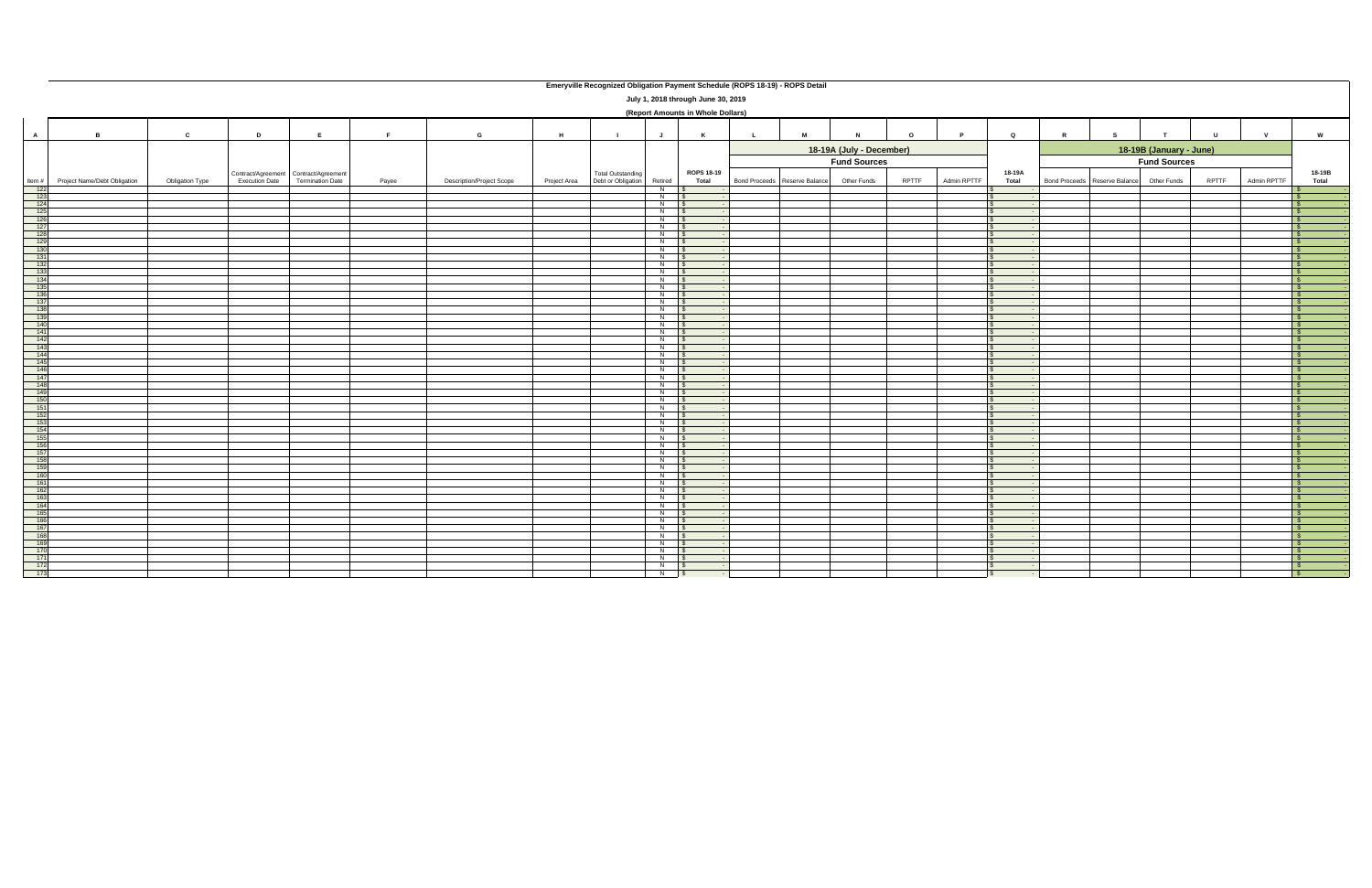# Emeryville Recognized Obligation Payment Schedule (ROPS 18-19) - ROPS Detail

## July 1, 2018 through June 30, 2019

### (Report Amounts in Whole Dollars)

| A | B | C | D | E | F | G | H | I | J | K | L | M | N | O | P | Q | R | S | T | U | V | W |
|---|---|---|---|---|---|---|---|---|---|---|---|---|---|---|---|---|---|---|---|---|---|---|
| | | | | | | | | | | | 18-19A (July - December) | | | | | | 18-19B (January - June) | | | | | |
| | | | | | | | | | | | Fund Sources | | | | | | Fund Sources | | | | | |
| Item # | Project Name/Debt Obligation | Obligation Type | Contract/Agreement Execution Date | Contract/Agreement Termination Date | Payee | Description/Project Scope | Project Area | Total Outstanding Debt or Obligation | Retired | ROPS 18-19 Total | Bond Proceeds | Reserve Balance | Other Funds | RPTTF | Admin RPTTF | 18-19A Total | Bond Proceeds | Reserve Balance | Other Funds | RPTTF | Admin RPTTF | 18-19B Total |
| 122 | | | | | | | | | N | $ - | | | | | | $ - | | | | | | $ - |
| 123 | | | | | | | | | N | $ - | | | | | | $ - | | | | | | $ - |
| 124 | | | | | | | | | N | $ - | | | | | | $ - | | | | | | $ - |
| 125 | | | | | | | | | N | $ - | | | | | | $ - | | | | | | $ - |
| 126 | | | | | | | | | N | $ - | | | | | | $ - | | | | | | $ - |
| 127 | | | | | | | | | N | $ - | | | | | | $ - | | | | | | $ - |
| 128 | | | | | | | | | N | $ - | | | | | | $ - | | | | | | $ - |
| 129 | | | | | | | | | N | $ - | | | | | | $ - | | | | | | $ - |
| 130 | | | | | | | | | N | $ - | | | | | | $ - | | | | | | $ - |
| 131 | | | | | | | | | N | $ - | | | | | | $ - | | | | | | $ - |
| 132 | | | | | | | | | N | $ - | | | | | | $ - | | | | | | $ - |
| 133 | | | | | | | | | N | $ - | | | | | | $ - | | | | | | $ - |
| 134 | | | | | | | | | N | $ - | | | | | | $ - | | | | | | $ - |
| 135 | | | | | | | | | N | $ - | | | | | | $ - | | | | | | $ - |
| 136 | | | | | | | | | N | $ - | | | | | | $ - | | | | | | $ - |
| 137 | | | | | | | | | N | $ - | | | | | | $ - | | | | | | $ - |
| 138 | | | | | | | | | N | $ - | | | | | | $ - | | | | | | $ - |
| 139 | | | | | | | | | N | $ - | | | | | | $ - | | | | | | $ - |
| 140 | | | | | | | | | N | $ - | | | | | | $ - | | | | | | $ - |
| 141 | | | | | | | | | N | $ - | | | | | | $ - | | | | | | $ - |
| 142 | | | | | | | | | N | $ - | | | | | | $ - | | | | | | $ - |
| 143 | | | | | | | | | N | $ - | | | | | | $ - | | | | | | $ - |
| 144 | | | | | | | | | N | $ - | | | | | | $ - | | | | | | $ - |
| 145 | | | | | | | | | N | $ - | | | | | | $ - | | | | | | $ - |
| 146 | | | | | | | | | N | $ - | | | | | | $ - | | | | | | $ - |
| 147 | | | | | | | | | N | $ - | | | | | | $ - | | | | | | $ - |
| 148 | | | | | | | | | N | $ - | | | | | | $ - | | | | | | $ - |
| 149 | | | | | | | | | N | $ - | | | | | | $ - | | | | | | $ - |
| 150 | | | | | | | | | N | $ - | | | | | | $ - | | | | | | $ - |
| 151 | | | | | | | | | N | $ - | | | | | | $ - | | | | | | $ - |
| 152 | | | | | | | | | N | $ - | | | | | | $ - | | | | | | $ - |
| 153 | | | | | | | | | N | $ - | | | | | | $ - | | | | | | $ - |
| 154 | | | | | | | | | N | $ - | | | | | | $ - | | | | | | $ - |
| 155 | | | | | | | | | N | $ - | | | | | | $ - | | | | | | $ - |
| 156 | | | | | | | | | N | $ - | | | | | | $ - | | | | | | $ - |
| 157 | | | | | | | | | N | $ - | | | | | | $ - | | | | | | $ - |
| 158 | | | | | | | | | N | $ - | | | | | | $ - | | | | | | $ - |
| 159 | | | | | | | | | N | $ - | | | | | | $ - | | | | | | $ - |
| 160 | | | | | | | | | N | $ - | | | | | | $ - | | | | | | $ - |
| 161 | | | | | | | | | N | $ - | | | | | | $ - | | | | | | $ - |
| 162 | | | | | | | | | N | $ - | | | | | | $ - | | | | | | $ - |
| 163 | | | | | | | | | N | $ - | | | | | | $ - | | | | | | $ - |
| 164 | | | | | | | | | N | $ - | | | | | | $ - | | | | | | $ - |
| 165 | | | | | | | | | N | $ - | | | | | | $ - | | | | | | $ - |
| 166 | | | | | | | | | N | $ - | | | | | | $ - | | | | | | $ - |
| 167 | | | | | | | | | N | $ - | | | | | | $ - | | | | | | $ - |
| 168 | | | | | | | | | N | $ - | | | | | | $ - | | | | | | $ - |
| 169 | | | | | | | | | N | $ - | | | | | | $ - | | | | | | $ - |
| 170 | | | | | | | | | N | $ - | | | | | | $ - | | | | | | $ - |
| 171 | | | | | | | | | N | $ - | | | | | | $ - | | | | | | $ - |
| 172 | | | | | | | | | N | $ - | | | | | | $ - | | | | | | $ - |
| 173 | | | | | | | | | N | $ - | | | | | | $ - | | | | | | $ - |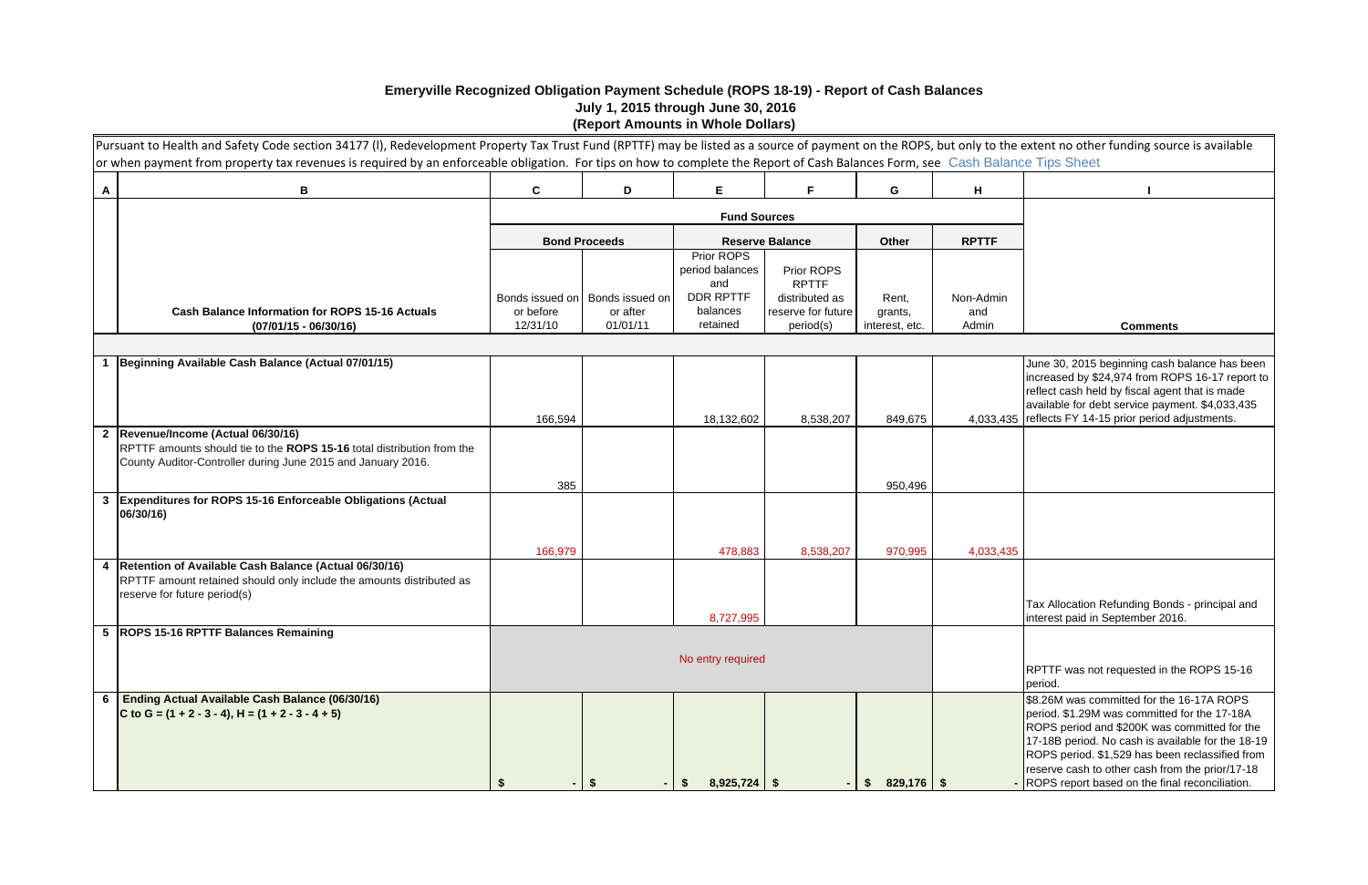# Emeryville Recognized Obligation Payment Schedule (ROPS 18-19) - Report of Cash Balances

**July 1, 2015 through June 30, 2016**

**(Report Amounts in Whole Dollars)**

Pursuant to Health and Safety Code section 34177 (l), Redevelopment Property Tax Trust Fund (RPTTF) may be listed as a source of payment on the ROPS, but only to the extent no other funding source is available or when payment from property tax revenues is required by an enforceable obligation. For tips on how to complete the Report of Cash Balances Form, see Cash Balance Tips Sheet

| A | B | C | D | E | F | G | H | I |
|---|---|---|---|---|---|---|---|---|
| | | Fund Sources | | | | | | |
| | | Bond Proceeds | | Reserve Balance | | Other | RPTTF | |
| | **Cash Balance Information for ROPS 15-16 Actuals (07/01/15 - 06/30/16)** | Bonds issued on or before 12/31/10 | Bonds issued on or after 01/01/11 | Prior ROPS period balances and DDR RPTTF balances retained | Prior ROPS RPTTF distributed as reserve for future period(s) | Rent, grants, interest, etc. | Non-Admin and Admin | **Comments** |
| 1 | **Beginning Available Cash Balance (Actual 07/01/15)** | 166,594 | | 18,132,602 | 8,538,207 | 849,675 | 4,033,435 | June 30, 2015 beginning cash balance has been increased by $24,974 from ROPS 16-17 report to reflect cash held by fiscal agent that is made available for debt service payment. $4,033,435 reflects FY 14-15 prior period adjustments. |
| 2 | **Revenue/Income (Actual 06/30/16)** RPTTF amounts should tie to the **ROPS 15-16** total distribution from the County Auditor-Controller during June 2015 and January 2016. | 385 | | | | 950,496 | | |
| 3 | **Expenditures for ROPS 15-16 Enforceable Obligations (Actual 06/30/16)** | 166,979 | | 478,883 | 8,538,207 | 970,995 | 4,033,435 | |
| 4 | **Retention of Available Cash Balance (Actual 06/30/16)** RPTTF amount retained should only include the amounts distributed as reserve for future period(s) | | | 8,727,995 | | | | Tax Allocation Refunding Bonds - principal and interest paid in September 2016. |
| 5 | **ROPS 15-16 RPTTF Balances Remaining** | No entry required | | | | | | RPTTF was not requested in the ROPS 15-16 period. |
| 6 | **Ending Actual Available Cash Balance (06/30/16)** **C to G = (1 + 2 - 3 - 4), H = (1 + 2 - 3 - 4 + 5)** | **$ -** | **$ -** | **$ 8,925,724** | **$ -** | **$ 829,176** | **$ -** | $8.26M was committed for the 16-17A ROPS period. $1.29M was committed for the 17-18A ROPS period and $200K was committed for the 17-18B period. No cash is available for the 18-19 ROPS period. $1,529 has been reclassified from reserve cash to other cash from the prior/17-18 ROPS report based on the final reconciliation. |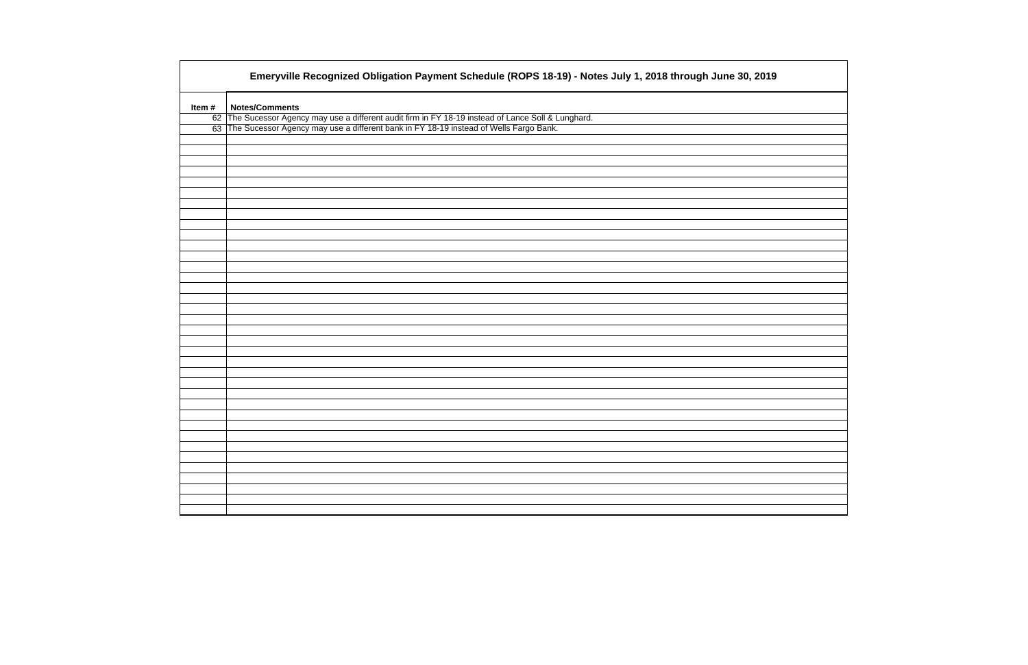# Emeryville Recognized Obligation Payment Schedule (ROPS 18-19) - Notes July 1, 2018 through June 30, 2019

| Item # | Notes/Comments |
|---|---|
| 62 | The Sucessor Agency may use a different audit firm in FY 18-19 instead of Lance Soll & Lunghard. |
| 63 | The Sucessor Agency may use a different bank in FY 18-19 instead of Wells Fargo Bank. |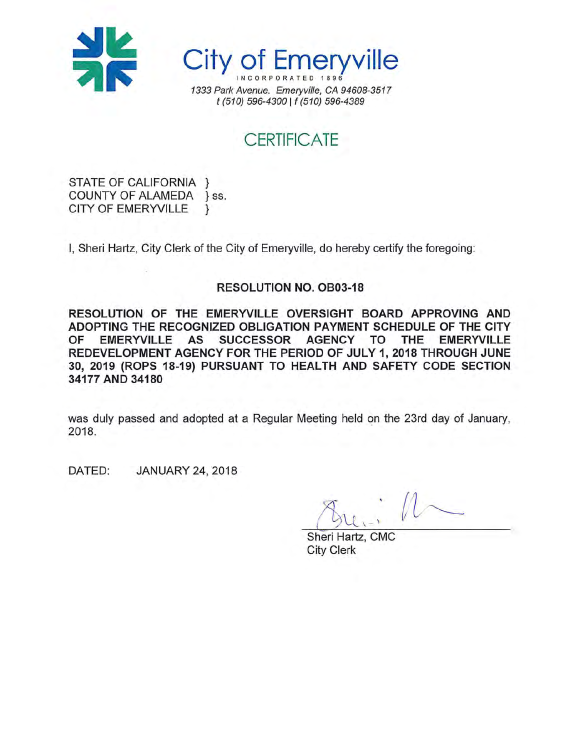# City of Emeryville

INCORPORATED 1896

*1333 Park Avenue. Emeryville, CA 94608-3517*
*t (510) 596-4300 | f (510) 596-4389*

## CERTIFICATE

STATE OF CALIFORNIA }
COUNTY OF ALAMEDA } ss.
CITY OF EMERYVILLE }

I, Sheri Hartz, City Clerk of the City of Emeryville, do hereby certify the foregoing:

**RESOLUTION NO. OB03-18**

**RESOLUTION OF THE EMERYVILLE OVERSIGHT BOARD APPROVING AND ADOPTING THE RECOGNIZED OBLIGATION PAYMENT SCHEDULE OF THE CITY OF EMERYVILLE AS SUCCESSOR AGENCY TO THE EMERYVILLE REDEVELOPMENT AGENCY FOR THE PERIOD OF JULY 1, 2018 THROUGH JUNE 30, 2019 (ROPS 18-19) PURSUANT TO HEALTH AND SAFETY CODE SECTION 34177 AND 34180**

was duly passed and adopted at a Regular Meeting held on the 23rd day of January, 2018.

DATED: JANUARY 24, 2018

Sheri Hartz, CMC
City Clerk